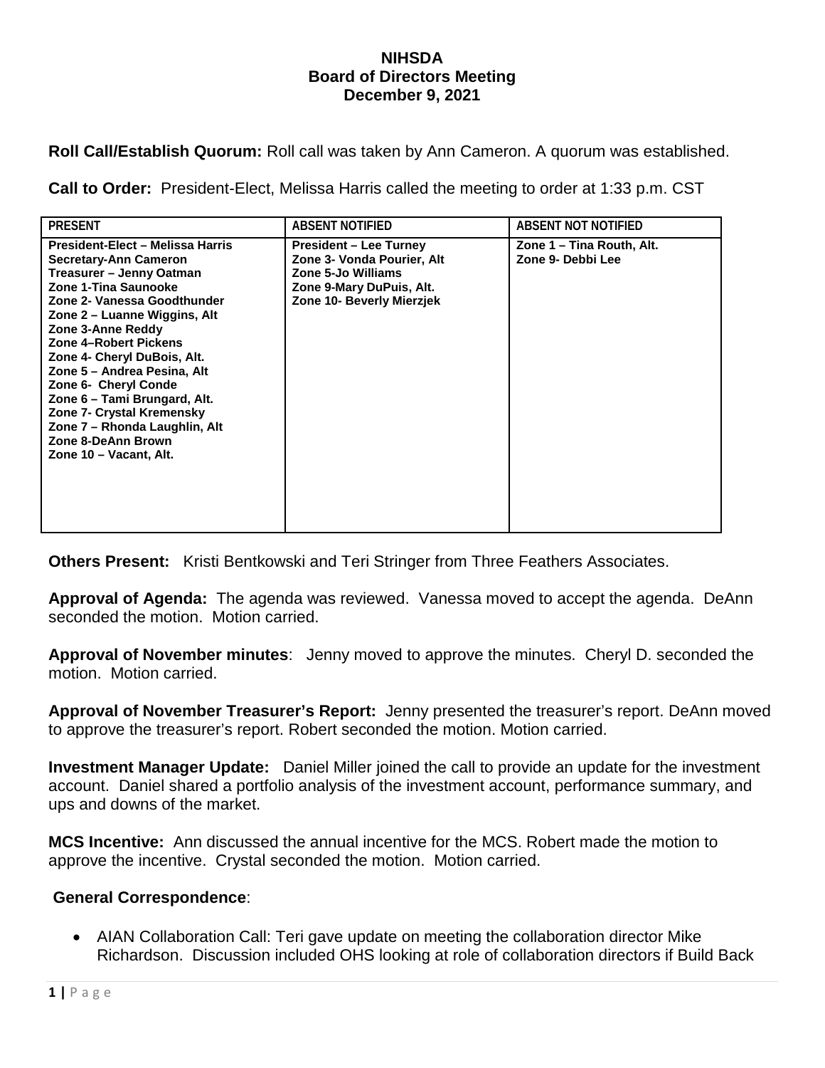# NIHSDA
## Board of Directors Meeting
### December 9, 2021

**Roll Call/Establish Quorum:** Roll call was taken by Ann Cameron. A quorum was established.

**Call to Order:** President-Elect, Melissa Harris called the meeting to order at 1:33 p.m. CST

| PRESENT | ABSENT NOTIFIED | ABSENT NOT NOTIFIED |
|---|---|---|
| President-Elect – Melissa Harris<br>Secretary-Ann Cameron<br>Treasurer – Jenny Oatman<br>Zone 1-Tina Saunooke<br>Zone 2- Vanessa Goodthunder<br>Zone 2 – Luanne Wiggins, Alt<br>Zone 3-Anne Reddy<br>Zone 4–Robert Pickens<br>Zone 4- Cheryl DuBois, Alt.<br>Zone 5 – Andrea Pesina, Alt<br>Zone 6- Cheryl Conde<br>Zone 6 – Tami Brungard, Alt.<br>Zone 7- Crystal Kremensky<br>Zone 7 – Rhonda Laughlin, Alt<br>Zone 8-DeAnn Brown<br>Zone 10 – Vacant, Alt. | President – Lee Turney<br>Zone 3- Vonda Pourier, Alt<br>Zone 5-Jo Williams<br>Zone 9-Mary DuPuis, Alt.<br>Zone 10- Beverly Mierzjek | Zone 1 – Tina Routh, Alt.<br>Zone 9- Debbi Lee |

**Others Present:** Kristi Bentkowski and Teri Stringer from Three Feathers Associates.

**Approval of Agenda:** The agenda was reviewed. Vanessa moved to accept the agenda. DeAnn seconded the motion. Motion carried.

**Approval of November minutes**: Jenny moved to approve the minutes. Cheryl D. seconded the motion. Motion carried.

**Approval of November Treasurer's Report:** Jenny presented the treasurer's report. DeAnn moved to approve the treasurer's report. Robert seconded the motion. Motion carried.

**Investment Manager Update:** Daniel Miller joined the call to provide an update for the investment account. Daniel shared a portfolio analysis of the investment account, performance summary, and ups and downs of the market.

**MCS Incentive:** Ann discussed the annual incentive for the MCS. Robert made the motion to approve the incentive. Crystal seconded the motion. Motion carried.

**General Correspondence**:

- AIAN Collaboration Call: Teri gave update on meeting the collaboration director Mike Richardson. Discussion included OHS looking at role of collaboration directors if Build Back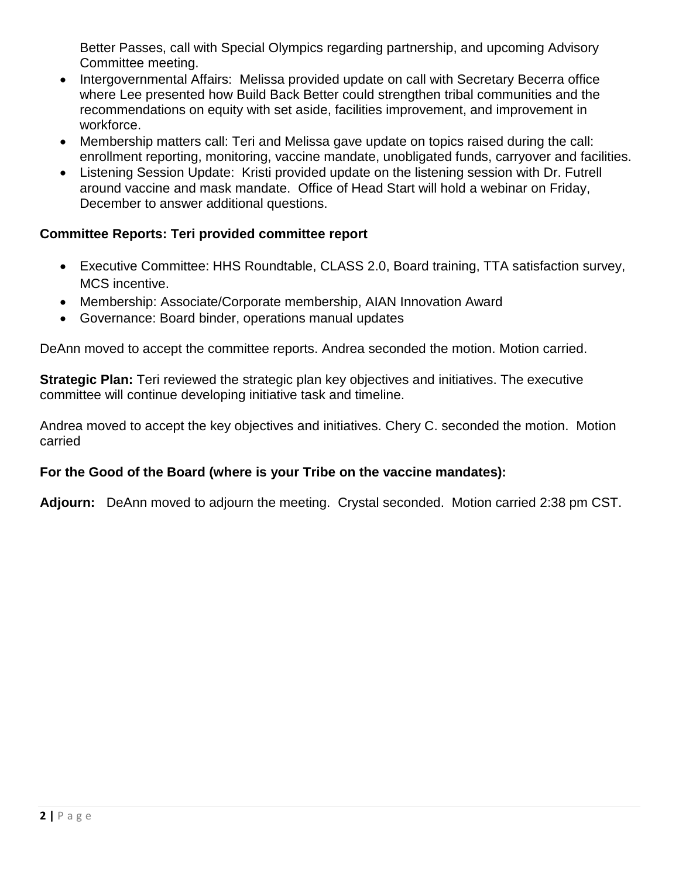Better Passes, call with Special Olympics regarding partnership, and upcoming Advisory Committee meeting.
- Intergovernmental Affairs: Melissa provided update on call with Secretary Becerra office where Lee presented how Build Back Better could strengthen tribal communities and the recommendations on equity with set aside, facilities improvement, and improvement in workforce.
- Membership matters call: Teri and Melissa gave update on topics raised during the call: enrollment reporting, monitoring, vaccine mandate, unobligated funds, carryover and facilities.
- Listening Session Update: Kristi provided update on the listening session with Dr. Futrell around vaccine and mask mandate. Office of Head Start will hold a webinar on Friday, December to answer additional questions.

**Committee Reports: Teri provided committee report**

- Executive Committee: HHS Roundtable, CLASS 2.0, Board training, TTA satisfaction survey, MCS incentive.
- Membership: Associate/Corporate membership, AIAN Innovation Award
- Governance: Board binder, operations manual updates

DeAnn moved to accept the committee reports. Andrea seconded the motion. Motion carried.

**Strategic Plan:** Teri reviewed the strategic plan key objectives and initiatives. The executive committee will continue developing initiative task and timeline.

Andrea moved to accept the key objectives and initiatives. Chery C. seconded the motion. Motion carried

**For the Good of the Board (where is your Tribe on the vaccine mandates):**

**Adjourn:** DeAnn moved to adjourn the meeting. Crystal seconded. Motion carried 2:38 pm CST.